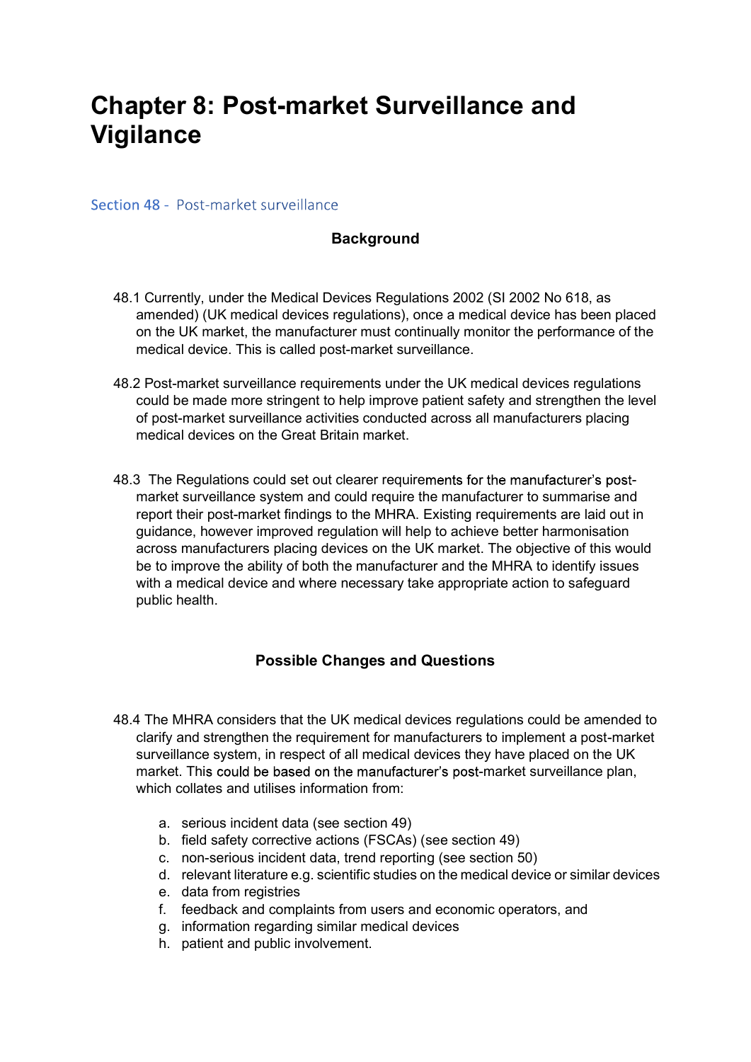# Chapter 8: Post-market Surveillance and Vigilance

## Section 48 - Post-market surveillance

### Background

48.1 Currently, under the Medical Devices Regulations 2002 (SI 2002 No 618, as amended) (UK medical devices regulations), once a medical device has been placed on the UK market, the manufacturer must continually monitor the performance of the medical device. This is called post-market surveillance.

48.2 Post-market surveillance requirements under the UK medical devices regulations could be made more stringent to help improve patient safety and strengthen the level of post-market surveillance activities conducted across all manufacturers placing medical devices on the Great Britain market.

48.3 The Regulations could set out clearer requirements for the manufacturer's post-market surveillance system and could require the manufacturer to summarise and report their post-market findings to the MHRA. Existing requirements are laid out in guidance, however improved regulation will help to achieve better harmonisation across manufacturers placing devices on the UK market. The objective of this would be to improve the ability of both the manufacturer and the MHRA to identify issues with a medical device and where necessary take appropriate action to safeguard public health.

### Possible Changes and Questions

48.4 The MHRA considers that the UK medical devices regulations could be amended to clarify and strengthen the requirement for manufacturers to implement a post-market surveillance system, in respect of all medical devices they have placed on the UK market. This could be based on the manufacturer's post-market surveillance plan, which collates and utilises information from:

a. serious incident data (see section 49)
b. field safety corrective actions (FSCAs) (see section 49)
c. non-serious incident data, trend reporting (see section 50)
d. relevant literature e.g. scientific studies on the medical device or similar devices
e. data from registries
f. feedback and complaints from users and economic operators, and
g. information regarding similar medical devices
h. patient and public involvement.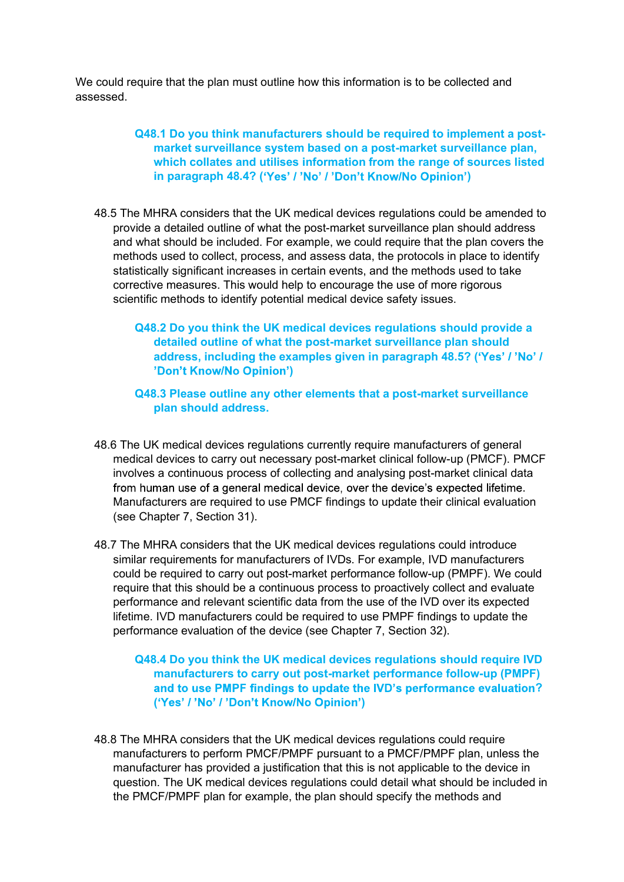We could require that the plan must outline how this information is to be collected and assessed.

> **Q48.1 Do you think manufacturers should be required to implement a post-market surveillance system based on a post-market surveillance plan, which collates and utilises information from the range of sources listed in paragraph 48.4? ('Yes' / 'No' / 'Don't Know/No Opinion')**

48.5 The MHRA considers that the UK medical devices regulations could be amended to provide a detailed outline of what the post-market surveillance plan should address and what should be included. For example, we could require that the plan covers the methods used to collect, process, and assess data, the protocols in place to identify statistically significant increases in certain events, and the methods used to take corrective measures. This would help to encourage the use of more rigorous scientific methods to identify potential medical device safety issues.

> **Q48.2 Do you think the UK medical devices regulations should provide a detailed outline of what the post-market surveillance plan should address, including the examples given in paragraph 48.5? ('Yes' / 'No' / 'Don't Know/No Opinion')**

> **Q48.3 Please outline any other elements that a post-market surveillance plan should address.**

48.6 The UK medical devices regulations currently require manufacturers of general medical devices to carry out necessary post-market clinical follow-up (PMCF). PMCF involves a continuous process of collecting and analysing post-market clinical data from human use of a general medical device, over the device's expected lifetime. Manufacturers are required to use PMCF findings to update their clinical evaluation (see Chapter 7, Section 31).

48.7 The MHRA considers that the UK medical devices regulations could introduce similar requirements for manufacturers of IVDs. For example, IVD manufacturers could be required to carry out post-market performance follow-up (PMPF). We could require that this should be a continuous process to proactively collect and evaluate performance and relevant scientific data from the use of the IVD over its expected lifetime. IVD manufacturers could be required to use PMPF findings to update the performance evaluation of the device (see Chapter 7, Section 32).

> **Q48.4 Do you think the UK medical devices regulations should require IVD manufacturers to carry out post-market performance follow-up (PMPF) and to use PMPF findings to update the IVD's performance evaluation? ('Yes' / 'No' / 'Don't Know/No Opinion')**

48.8 The MHRA considers that the UK medical devices regulations could require manufacturers to perform PMCF/PMPF pursuant to a PMCF/PMPF plan, unless the manufacturer has provided a justification that this is not applicable to the device in question. The UK medical devices regulations could detail what should be included in the PMCF/PMPF plan for example, the plan should specify the methods and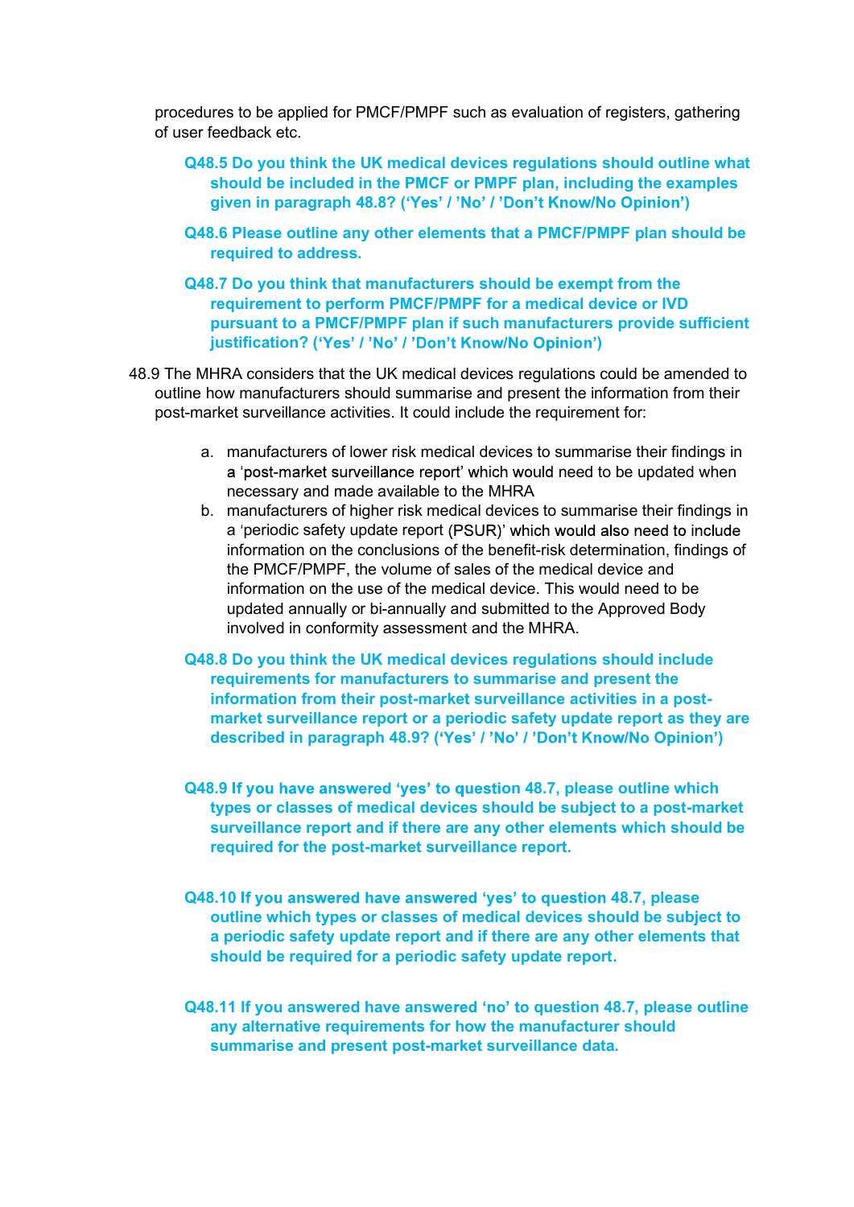procedures to be applied for PMCF/PMPF such as evaluation of registers, gathering of user feedback etc.

**Q48.5 Do you think the UK medical devices regulations should outline what should be included in the PMCF or PMPF plan, including the examples given in paragraph 48.8? ('Yes' / 'No' / 'Don't Know/No Opinion')**

**Q48.6 Please outline any other elements that a PMCF/PMPF plan should be required to address.**

**Q48.7 Do you think that manufacturers should be exempt from the requirement to perform PMCF/PMPF for a medical device or IVD pursuant to a PMCF/PMPF plan if such manufacturers provide sufficient justification? ('Yes' / 'No' / 'Don't Know/No Opinion')**

48.9 The MHRA considers that the UK medical devices regulations could be amended to outline how manufacturers should summarise and present the information from their post-market surveillance activities. It could include the requirement for:

a. manufacturers of lower risk medical devices to summarise their findings in a 'post-market surveillance report' which would need to be updated when necessary and made available to the MHRA
b. manufacturers of higher risk medical devices to summarise their findings in a 'periodic safety update report (PSUR)' which would also need to include information on the conclusions of the benefit-risk determination, findings of the PMCF/PMPF, the volume of sales of the medical device and information on the use of the medical device. This would need to be updated annually or bi-annually and submitted to the Approved Body involved in conformity assessment and the MHRA.

**Q48.8 Do you think the UK medical devices regulations should include requirements for manufacturers to summarise and present the information from their post-market surveillance activities in a post-market surveillance report or a periodic safety update report as they are described in paragraph 48.9? ('Yes' / 'No' / 'Don't Know/No Opinion')**

**Q48.9 If you have answered 'yes' to question 48.7, please outline which types or classes of medical devices should be subject to a post-market surveillance report and if there are any other elements which should be required for the post-market surveillance report.**

**Q48.10 If you answered have answered 'yes' to question 48.7, please outline which types or classes of medical devices should be subject to a periodic safety update report and if there are any other elements that should be required for a periodic safety update report.**

**Q48.11 If you answered have answered 'no' to question 48.7, please outline any alternative requirements for how the manufacturer should summarise and present post-market surveillance data.**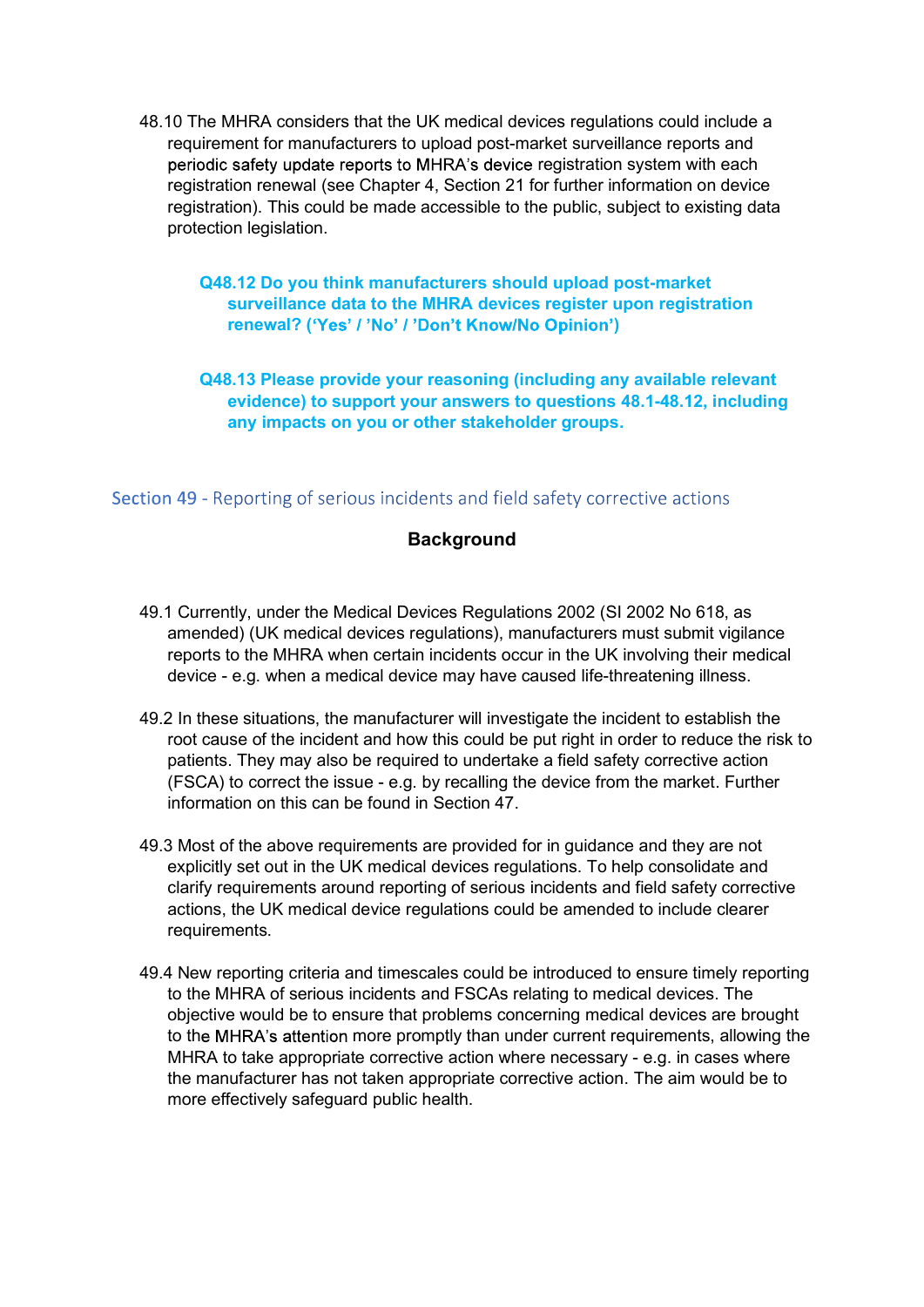48.10 The MHRA considers that the UK medical devices regulations could include a requirement for manufacturers to upload post-market surveillance reports and periodic safety update reports to MHRA's device registration system with each registration renewal (see Chapter 4, Section 21 for further information on device registration). This could be made accessible to the public, subject to existing data protection legislation.

**Q48.12 Do you think manufacturers should upload post-market surveillance data to the MHRA devices register upon registration renewal? ('Yes' / 'No' / 'Don't Know/No Opinion')**

**Q48.13 Please provide your reasoning (including any available relevant evidence) to support your answers to questions 48.1-48.12, including any impacts on you or other stakeholder groups.**

## Section 49 - Reporting of serious incidents and field safety corrective actions

### Background

49.1 Currently, under the Medical Devices Regulations 2002 (SI 2002 No 618, as amended) (UK medical devices regulations), manufacturers must submit vigilance reports to the MHRA when certain incidents occur in the UK involving their medical device - e.g. when a medical device may have caused life-threatening illness.

49.2 In these situations, the manufacturer will investigate the incident to establish the root cause of the incident and how this could be put right in order to reduce the risk to patients. They may also be required to undertake a field safety corrective action (FSCA) to correct the issue - e.g. by recalling the device from the market. Further information on this can be found in Section 47.

49.3 Most of the above requirements are provided for in guidance and they are not explicitly set out in the UK medical devices regulations. To help consolidate and clarify requirements around reporting of serious incidents and field safety corrective actions, the UK medical device regulations could be amended to include clearer requirements.

49.4 New reporting criteria and timescales could be introduced to ensure timely reporting to the MHRA of serious incidents and FSCAs relating to medical devices. The objective would be to ensure that problems concerning medical devices are brought to the MHRA's attention more promptly than under current requirements, allowing the MHRA to take appropriate corrective action where necessary - e.g. in cases where the manufacturer has not taken appropriate corrective action. The aim would be to more effectively safeguard public health.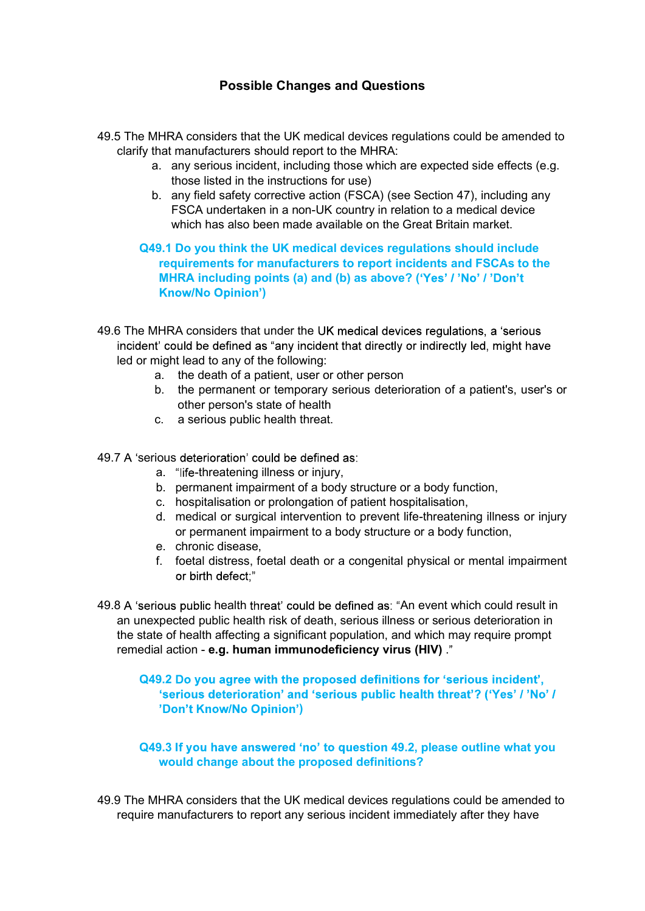# Possible Changes and Questions

49.5 The MHRA considers that the UK medical devices regulations could be amended to clarify that manufacturers should report to the MHRA:

a. any serious incident, including those which are expected side effects (e.g. those listed in the instructions for use)
b. any field safety corrective action (FSCA) (see Section 47), including any FSCA undertaken in a non-UK country in relation to a medical device which has also been made available on the Great Britain market.

**Q49.1 Do you think the UK medical devices regulations should include requirements for manufacturers to report incidents and FSCAs to the MHRA including points (a) and (b) as above? ('Yes' / 'No' / 'Don't Know/No Opinion')**

49.6 The MHRA considers that under the UK medical devices regulations, a 'serious incident' could be defined as "any incident that directly or indirectly led, might have led or might lead to any of the following:

a. the death of a patient, user or other person
b. the permanent or temporary serious deterioration of a patient's, user's or other person's state of health
c. a serious public health threat.

49.7 A 'serious deterioration' could be defined as:

a. "life-threatening illness or injury,
b. permanent impairment of a body structure or a body function,
c. hospitalisation or prolongation of patient hospitalisation,
d. medical or surgical intervention to prevent life-threatening illness or injury or permanent impairment to a body structure or a body function,
e. chronic disease,
f. foetal distress, foetal death or a congenital physical or mental impairment or birth defect;"

49.8 A 'serious public health threat' could be defined as: "An event which could result in an unexpected public health risk of death, serious illness or serious deterioration in the state of health affecting a significant population, and which may require prompt remedial action - **e.g. human immunodeficiency virus (HIV)** ."

**Q49.2 Do you agree with the proposed definitions for 'serious incident', 'serious deterioration' and 'serious public health threat'? ('Yes' / 'No' / 'Don't Know/No Opinion')**

**Q49.3 If you have answered 'no' to question 49.2, please outline what you would change about the proposed definitions?**

49.9 The MHRA considers that the UK medical devices regulations could be amended to require manufacturers to report any serious incident immediately after they have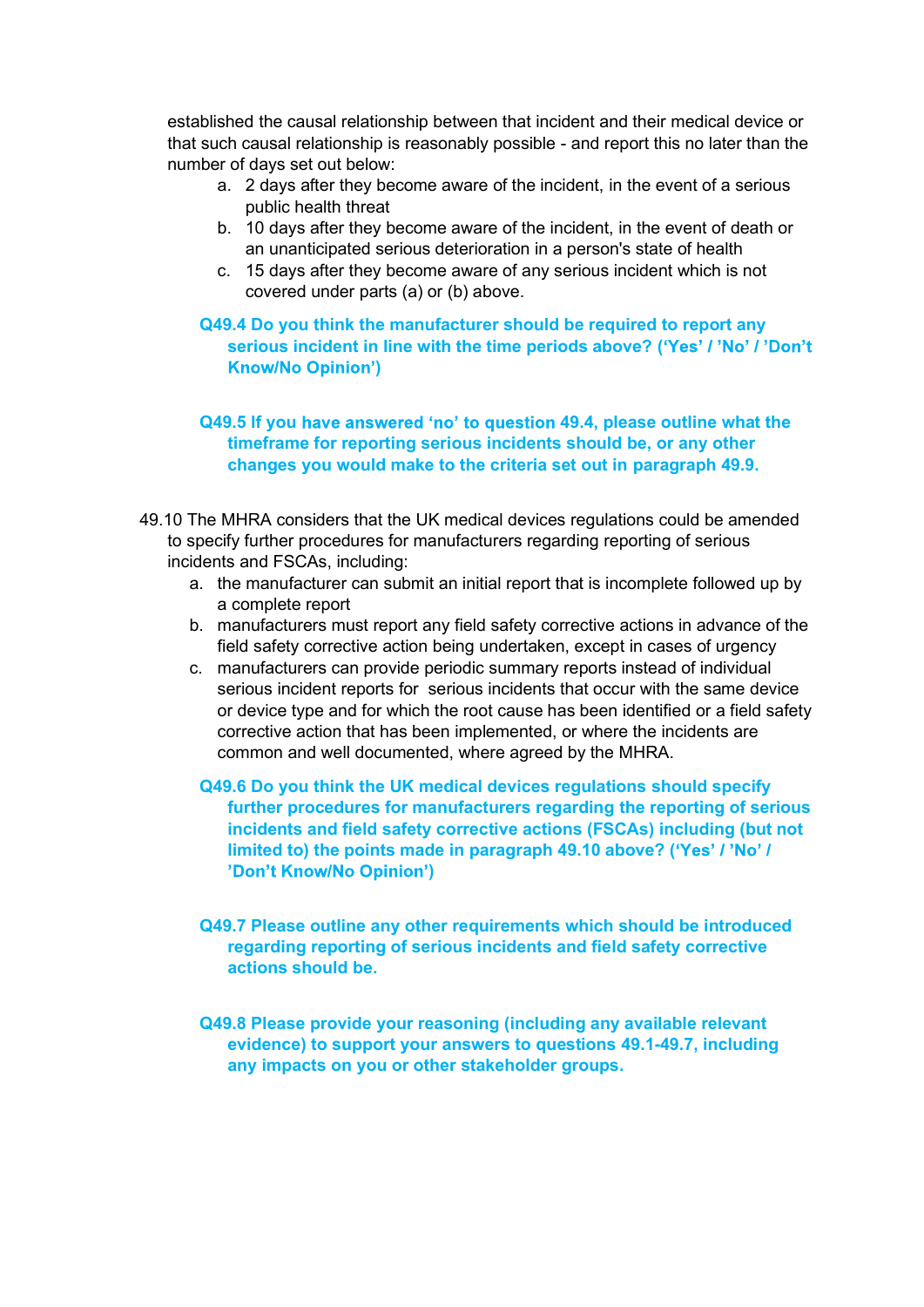established the causal relationship between that incident and their medical device or that such causal relationship is reasonably possible - and report this no later than the number of days set out below:

a. 2 days after they become aware of the incident, in the event of a serious public health threat
b. 10 days after they become aware of the incident, in the event of death or an unanticipated serious deterioration in a person's state of health
c. 15 days after they become aware of any serious incident which is not covered under parts (a) or (b) above.

**Q49.4 Do you think the manufacturer should be required to report any serious incident in line with the time periods above? ('Yes' / 'No' / 'Don't Know/No Opinion')**

**Q49.5 If you have answered 'no' to question 49.4, please outline what the timeframe for reporting serious incidents should be, or any other changes you would make to the criteria set out in paragraph 49.9.**

49.10 The MHRA considers that the UK medical devices regulations could be amended to specify further procedures for manufacturers regarding reporting of serious incidents and FSCAs, including:

a. the manufacturer can submit an initial report that is incomplete followed up by a complete report
b. manufacturers must report any field safety corrective actions in advance of the field safety corrective action being undertaken, except in cases of urgency
c. manufacturers can provide periodic summary reports instead of individual serious incident reports for serious incidents that occur with the same device or device type and for which the root cause has been identified or a field safety corrective action that has been implemented, or where the incidents are common and well documented, where agreed by the MHRA.

**Q49.6 Do you think the UK medical devices regulations should specify further procedures for manufacturers regarding the reporting of serious incidents and field safety corrective actions (FSCAs) including (but not limited to) the points made in paragraph 49.10 above? ('Yes' / 'No' / 'Don't Know/No Opinion')**

**Q49.7 Please outline any other requirements which should be introduced regarding reporting of serious incidents and field safety corrective actions should be.**

**Q49.8 Please provide your reasoning (including any available relevant evidence) to support your answers to questions 49.1-49.7, including any impacts on you or other stakeholder groups.**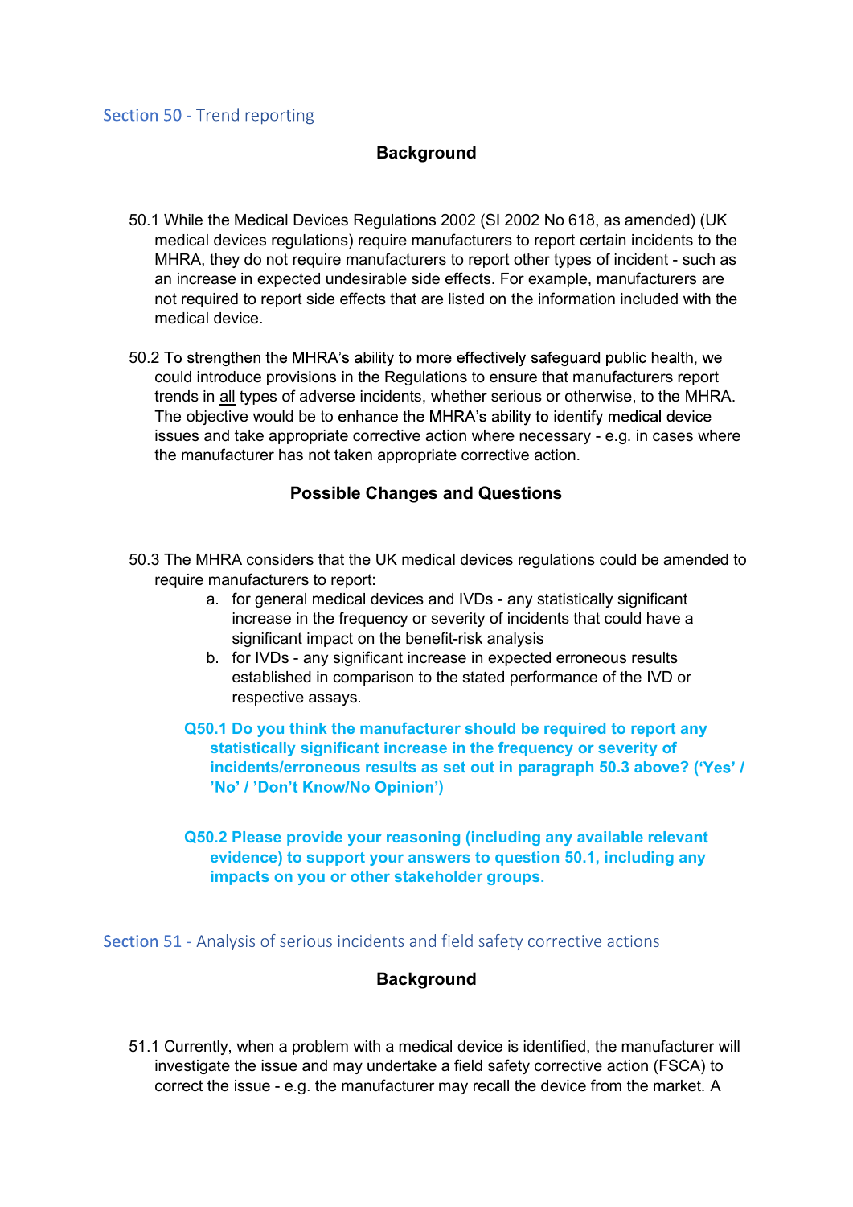## Section 50 - Trend reporting

### Background

50.1 While the Medical Devices Regulations 2002 (SI 2002 No 618, as amended) (UK medical devices regulations) require manufacturers to report certain incidents to the MHRA, they do not require manufacturers to report other types of incident - such as an increase in expected undesirable side effects. For example, manufacturers are not required to report side effects that are listed on the information included with the medical device.

50.2 To strengthen the MHRA's ability to more effectively safeguard public health, we could introduce provisions in the Regulations to ensure that manufacturers report trends in all types of adverse incidents, whether serious or otherwise, to the MHRA. The objective would be to enhance the MHRA's ability to identify medical device issues and take appropriate corrective action where necessary - e.g. in cases where the manufacturer has not taken appropriate corrective action.

### Possible Changes and Questions

50.3 The MHRA considers that the UK medical devices regulations could be amended to require manufacturers to report:

a. for general medical devices and IVDs - any statistically significant increase in the frequency or severity of incidents that could have a significant impact on the benefit-risk analysis
b. for IVDs - any significant increase in expected erroneous results established in comparison to the stated performance of the IVD or respective assays.

**Q50.1 Do you think the manufacturer should be required to report any statistically significant increase in the frequency or severity of incidents/erroneous results as set out in paragraph 50.3 above? ('Yes' / 'No' / 'Don't Know/No Opinion')**

**Q50.2 Please provide your reasoning (including any available relevant evidence) to support your answers to question 50.1, including any impacts on you or other stakeholder groups.**

## Section 51 - Analysis of serious incidents and field safety corrective actions

### Background

51.1 Currently, when a problem with a medical device is identified, the manufacturer will investigate the issue and may undertake a field safety corrective action (FSCA) to correct the issue - e.g. the manufacturer may recall the device from the market. A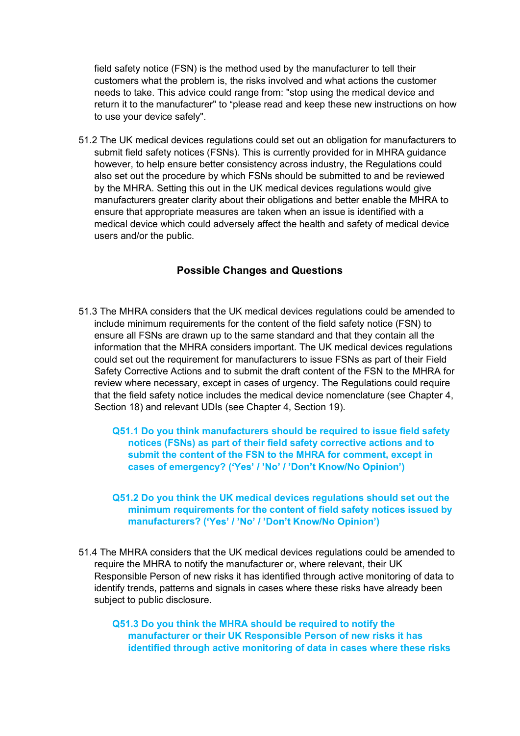field safety notice (FSN) is the method used by the manufacturer to tell their customers what the problem is, the risks involved and what actions the customer needs to take. This advice could range from: "stop using the medical device and return it to the manufacturer" to “please read and keep these new instructions on how to use your device safely".

51.2 The UK medical devices regulations could set out an obligation for manufacturers to submit field safety notices (FSNs). This is currently provided for in MHRA guidance however, to help ensure better consistency across industry, the Regulations could also set out the procedure by which FSNs should be submitted to and be reviewed by the MHRA. Setting this out in the UK medical devices regulations would give manufacturers greater clarity about their obligations and better enable the MHRA to ensure that appropriate measures are taken when an issue is identified with a medical device which could adversely affect the health and safety of medical device users and/or the public.

### Possible Changes and Questions

51.3 The MHRA considers that the UK medical devices regulations could be amended to include minimum requirements for the content of the field safety notice (FSN) to ensure all FSNs are drawn up to the same standard and that they contain all the information that the MHRA considers important. The UK medical devices regulations could set out the requirement for manufacturers to issue FSNs as part of their Field Safety Corrective Actions and to submit the draft content of the FSN to the MHRA for review where necessary, except in cases of urgency. The Regulations could require that the field safety notice includes the medical device nomenclature (see Chapter 4, Section 18) and relevant UDIs (see Chapter 4, Section 19).

**Q51.1 Do you think manufacturers should be required to issue field safety notices (FSNs) as part of their field safety corrective actions and to submit the content of the FSN to the MHRA for comment, except in cases of emergency? (‘Yes’ / ’No’ / ’Don’t Know/No Opinion’)**

**Q51.2 Do you think the UK medical devices regulations should set out the minimum requirements for the content of field safety notices issued by manufacturers? (‘Yes’ / ’No’ / ’Don’t Know/No Opinion’)**

51.4 The MHRA considers that the UK medical devices regulations could be amended to require the MHRA to notify the manufacturer or, where relevant, their UK Responsible Person of new risks it has identified through active monitoring of data to identify trends, patterns and signals in cases where these risks have already been subject to public disclosure.

**Q51.3 Do you think the MHRA should be required to notify the manufacturer or their UK Responsible Person of new risks it has identified through active monitoring of data in cases where these risks**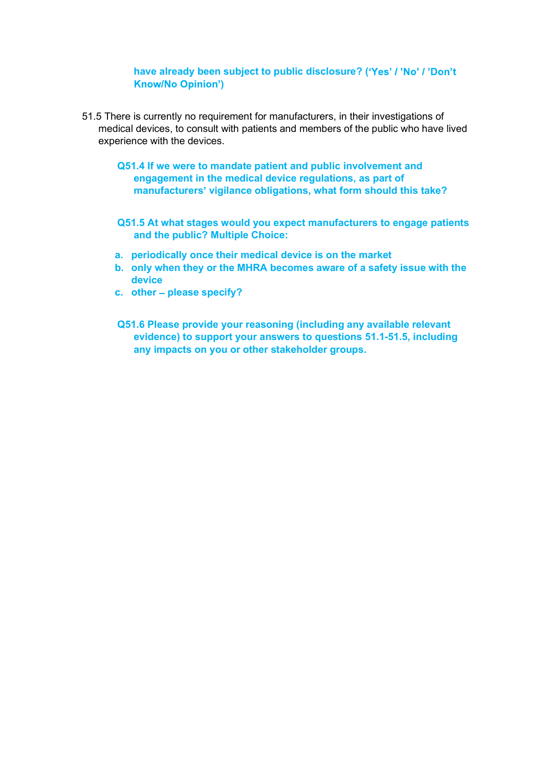**have already been subject to public disclosure? ('Yes' / 'No' / 'Don't Know/No Opinion')**

51.5 There is currently no requirement for manufacturers, in their investigations of medical devices, to consult with patients and members of the public who have lived experience with the devices.

**Q51.4 If we were to mandate patient and public involvement and engagement in the medical device regulations, as part of manufacturers' vigilance obligations, what form should this take?**

**Q51.5 At what stages would you expect manufacturers to engage patients and the public? Multiple Choice:**

**a. periodically once their medical device is on the market**
**b. only when they or the MHRA becomes aware of a safety issue with the device**
**c. other – please specify?**

**Q51.6 Please provide your reasoning (including any available relevant evidence) to support your answers to questions 51.1-51.5, including any impacts on you or other stakeholder groups.**